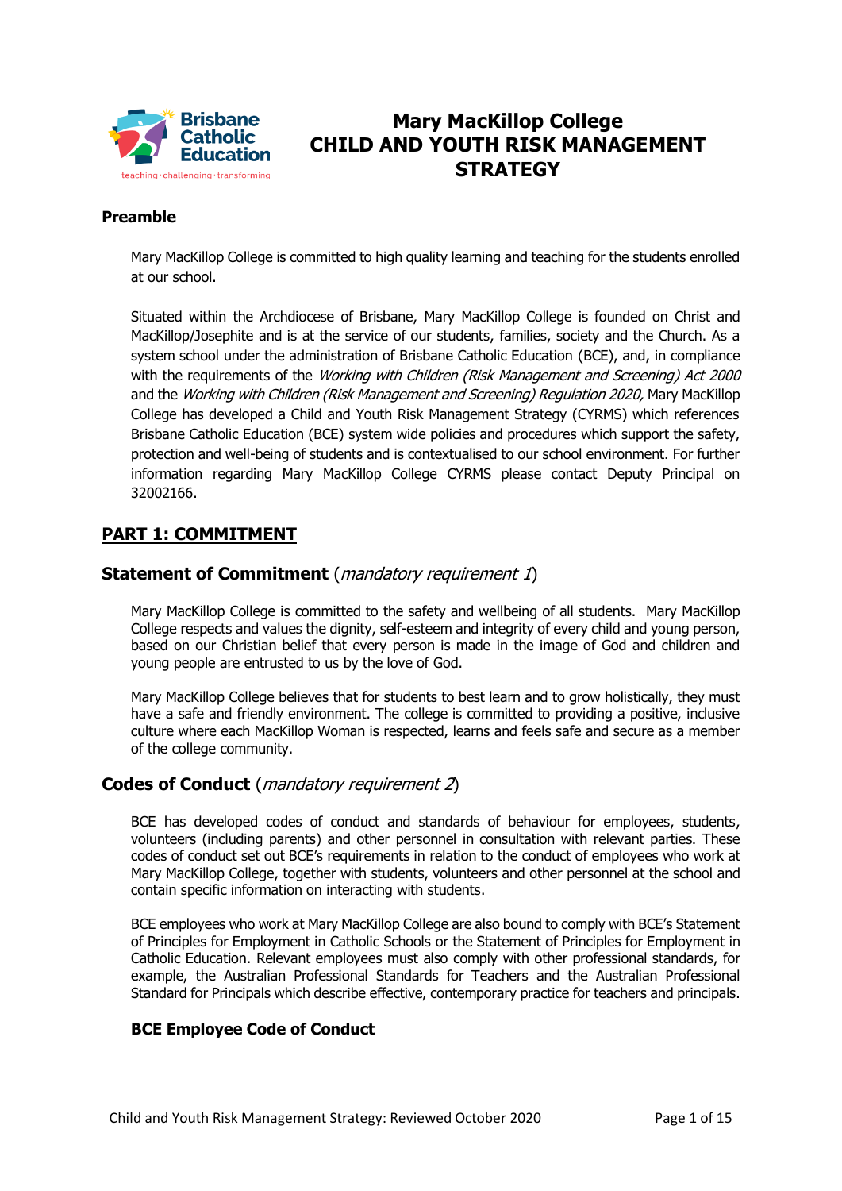# Mary MacKillop College
# CHILD AND YOUTH RISK MANAGEMENT STRATEGY

**Preamble**

Mary MacKillop College is committed to high quality learning and teaching for the students enrolled at our school.

Situated within the Archdiocese of Brisbane, Mary MacKillop College is founded on Christ and MacKillop/Josephite and is at the service of our students, families, society and the Church. As a system school under the administration of Brisbane Catholic Education (BCE), and, in compliance with the requirements of the *Working with Children (Risk Management and Screening) Act 2000* and the *Working with Children (Risk Management and Screening) Regulation 2020,* Mary MacKillop College has developed a Child and Youth Risk Management Strategy (CYRMS) which references Brisbane Catholic Education (BCE) system wide policies and procedures which support the safety, protection and well-being of students and is contextualised to our school environment. For further information regarding Mary MacKillop College CYRMS please contact Deputy Principal on 32002166.

## PART 1: COMMITMENT

### Statement of Commitment (*mandatory requirement 1*)

Mary MacKillop College is committed to the safety and wellbeing of all students. Mary MacKillop College respects and values the dignity, self-esteem and integrity of every child and young person, based on our Christian belief that every person is made in the image of God and children and young people are entrusted to us by the love of God.

Mary MacKillop College believes that for students to best learn and to grow holistically, they must have a safe and friendly environment. The college is committed to providing a positive, inclusive culture where each MacKillop Woman is respected, learns and feels safe and secure as a member of the college community.

### Codes of Conduct (*mandatory requirement 2*)

BCE has developed codes of conduct and standards of behaviour for employees, students, volunteers (including parents) and other personnel in consultation with relevant parties. These codes of conduct set out BCE's requirements in relation to the conduct of employees who work at Mary MacKillop College, together with students, volunteers and other personnel at the school and contain specific information on interacting with students.

BCE employees who work at Mary MacKillop College are also bound to comply with BCE's Statement of Principles for Employment in Catholic Schools or the Statement of Principles for Employment in Catholic Education. Relevant employees must also comply with other professional standards, for example, the Australian Professional Standards for Teachers and the Australian Professional Standard for Principals which describe effective, contemporary practice for teachers and principals.

#### BCE Employee Code of Conduct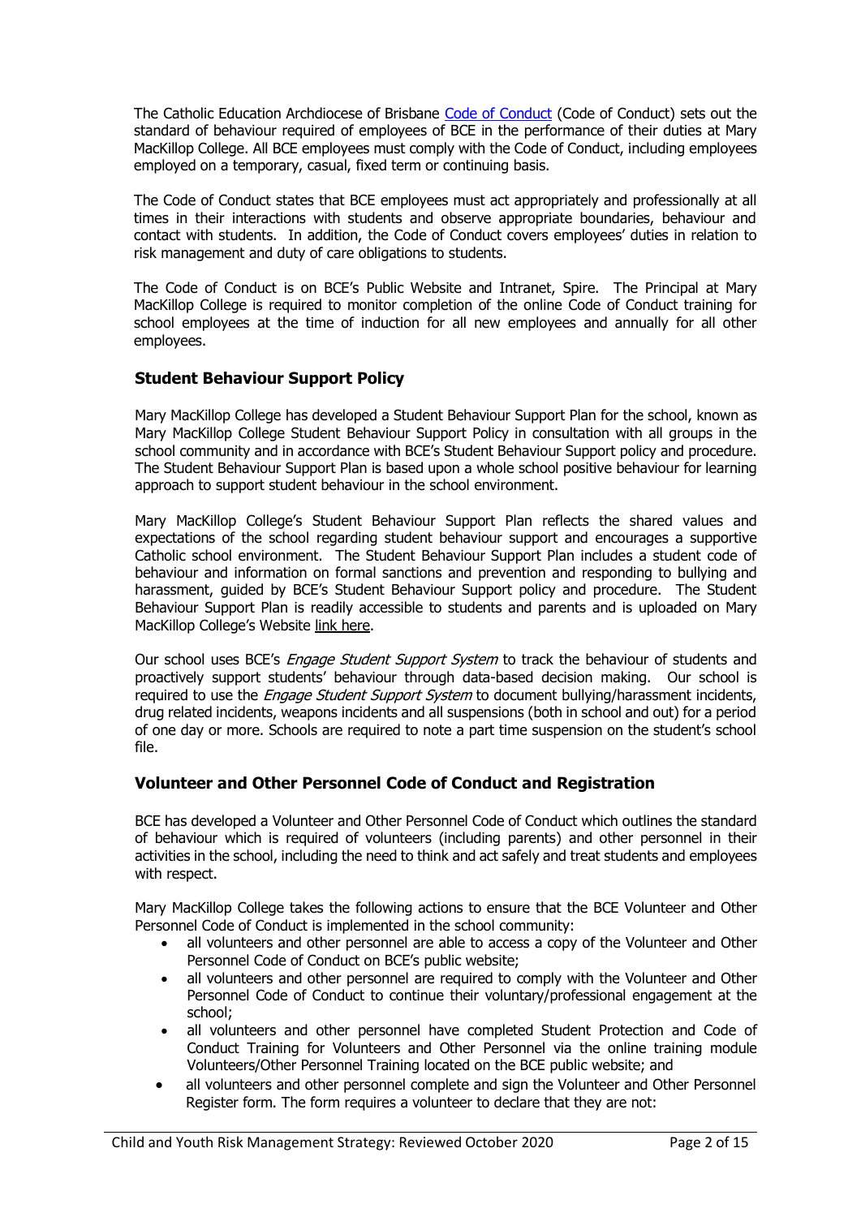The Catholic Education Archdiocese of Brisbane Code of Conduct (Code of Conduct) sets out the standard of behaviour required of employees of BCE in the performance of their duties at Mary MacKillop College. All BCE employees must comply with the Code of Conduct, including employees employed on a temporary, casual, fixed term or continuing basis.

The Code of Conduct states that BCE employees must act appropriately and professionally at all times in their interactions with students and observe appropriate boundaries, behaviour and contact with students. In addition, the Code of Conduct covers employees' duties in relation to risk management and duty of care obligations to students.

The Code of Conduct is on BCE's Public Website and Intranet, Spire. The Principal at Mary MacKillop College is required to monitor completion of the online Code of Conduct training for school employees at the time of induction for all new employees and annually for all other employees.

## Student Behaviour Support Policy

Mary MacKillop College has developed a Student Behaviour Support Plan for the school, known as Mary MacKillop College Student Behaviour Support Policy in consultation with all groups in the school community and in accordance with BCE's Student Behaviour Support policy and procedure. The Student Behaviour Support Plan is based upon a whole school positive behaviour for learning approach to support student behaviour in the school environment.

Mary MacKillop College's Student Behaviour Support Plan reflects the shared values and expectations of the school regarding student behaviour support and encourages a supportive Catholic school environment. The Student Behaviour Support Plan includes a student code of behaviour and information on formal sanctions and prevention and responding to bullying and harassment, guided by BCE's Student Behaviour Support policy and procedure. The Student Behaviour Support Plan is readily accessible to students and parents and is uploaded on Mary MacKillop College's Website link here.

Our school uses BCE's *Engage Student Support System* to track the behaviour of students and proactively support students' behaviour through data-based decision making. Our school is required to use the *Engage Student Support System* to document bullying/harassment incidents, drug related incidents, weapons incidents and all suspensions (both in school and out) for a period of one day or more. Schools are required to note a part time suspension on the student's school file.

## Volunteer and Other Personnel Code of Conduct and Registration

BCE has developed a Volunteer and Other Personnel Code of Conduct which outlines the standard of behaviour which is required of volunteers (including parents) and other personnel in their activities in the school, including the need to think and act safely and treat students and employees with respect.

Mary MacKillop College takes the following actions to ensure that the BCE Volunteer and Other Personnel Code of Conduct is implemented in the school community:

- all volunteers and other personnel are able to access a copy of the Volunteer and Other Personnel Code of Conduct on BCE's public website;
- all volunteers and other personnel are required to comply with the Volunteer and Other Personnel Code of Conduct to continue their voluntary/professional engagement at the school;
- all volunteers and other personnel have completed Student Protection and Code of Conduct Training for Volunteers and Other Personnel via the online training module Volunteers/Other Personnel Training located on the BCE public website; and
- all volunteers and other personnel complete and sign the Volunteer and Other Personnel Register form. The form requires a volunteer to declare that they are not: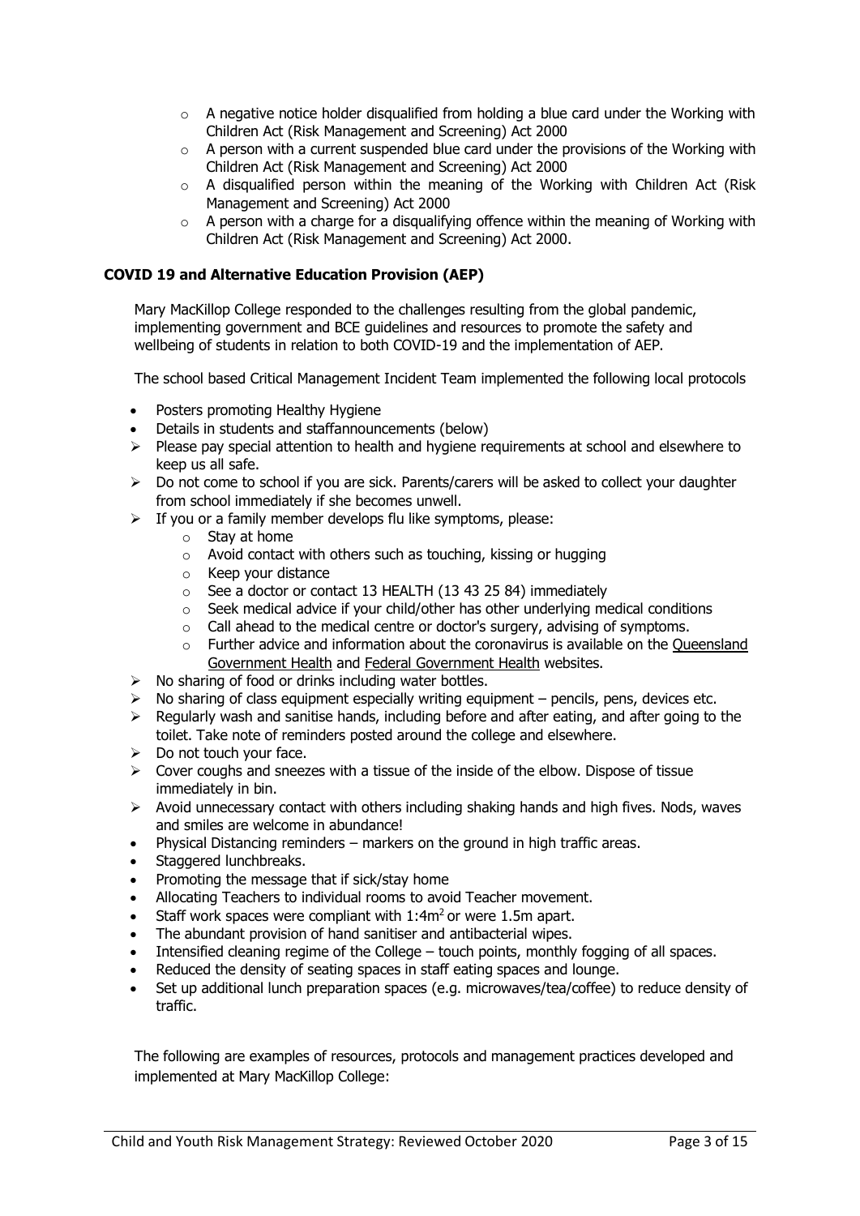- A negative notice holder disqualified from holding a blue card under the Working with Children Act (Risk Management and Screening) Act 2000
    - A person with a current suspended blue card under the provisions of the Working with Children Act (Risk Management and Screening) Act 2000
    - A disqualified person within the meaning of the Working with Children Act (Risk Management and Screening) Act 2000
    - A person with a charge for a disqualifying offence within the meaning of Working with Children Act (Risk Management and Screening) Act 2000.

**COVID 19 and Alternative Education Provision (AEP)**

Mary MacKillop College responded to the challenges resulting from the global pandemic, implementing government and BCE guidelines and resources to promote the safety and wellbeing of students in relation to both COVID-19 and the implementation of AEP.

The school based Critical Management Incident Team implemented the following local protocols

- Posters promoting Healthy Hygiene
- Details in students and staffannouncements (below)
- Please pay special attention to health and hygiene requirements at school and elsewhere to keep us all safe.
- Do not come to school if you are sick. Parents/carers will be asked to collect your daughter from school immediately if she becomes unwell.
- If you or a family member develops flu like symptoms, please:
    - Stay at home
    - Avoid contact with others such as touching, kissing or hugging
    - Keep your distance
    - See a doctor or contact 13 HEALTH (13 43 25 84) immediately
    - Seek medical advice if your child/other has other underlying medical conditions
    - Call ahead to the medical centre or doctor's surgery, advising of symptoms.
    - Further advice and information about the coronavirus is available on the Queensland Government Health and Federal Government Health websites.
- No sharing of food or drinks including water bottles.
- No sharing of class equipment especially writing equipment – pencils, pens, devices etc.
- Regularly wash and sanitise hands, including before and after eating, and after going to the toilet. Take note of reminders posted around the college and elsewhere.
- Do not touch your face.
- Cover coughs and sneezes with a tissue of the inside of the elbow. Dispose of tissue immediately in bin.
- Avoid unnecessary contact with others including shaking hands and high fives. Nods, waves and smiles are welcome in abundance!
- Physical Distancing reminders – markers on the ground in high traffic areas.
- Staggered lunchbreaks.
- Promoting the message that if sick/stay home
- Allocating Teachers to individual rooms to avoid Teacher movement.
- Staff work spaces were compliant with $1{:}4m^2$ or were 1.5m apart.
- The abundant provision of hand sanitiser and antibacterial wipes.
- Intensified cleaning regime of the College – touch points, monthly fogging of all spaces.
- Reduced the density of seating spaces in staff eating spaces and lounge.
- Set up additional lunch preparation spaces (e.g. microwaves/tea/coffee) to reduce density of traffic.

The following are examples of resources, protocols and management practices developed and implemented at Mary MacKillop College: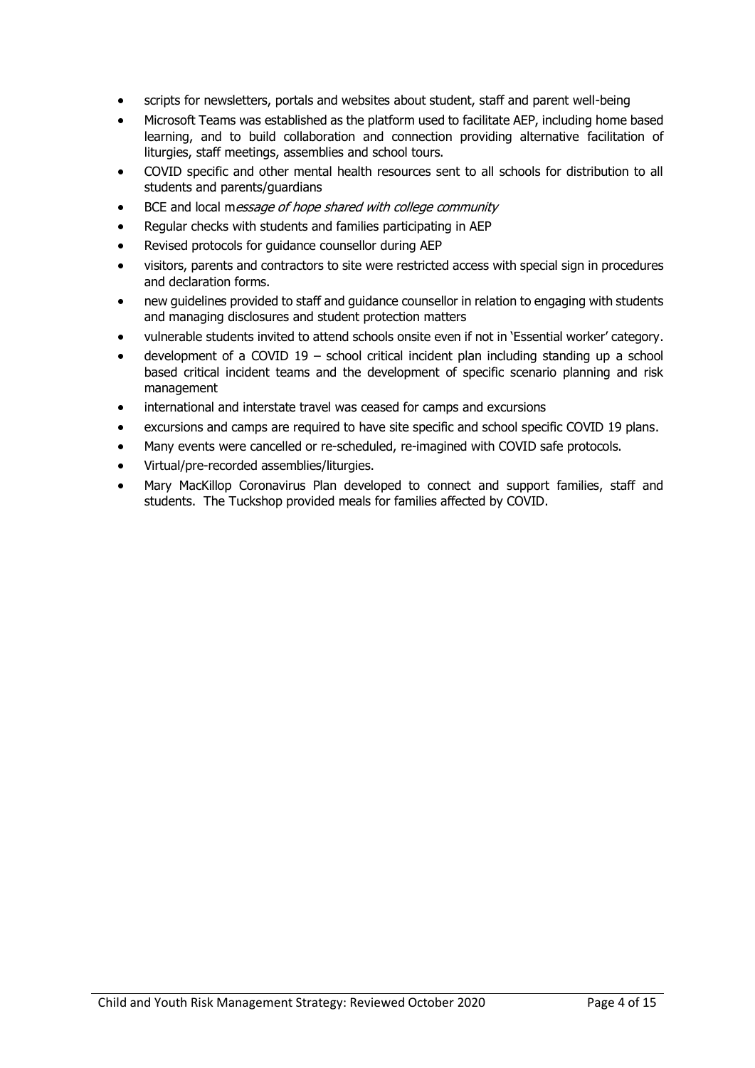- scripts for newsletters, portals and websites about student, staff and parent well-being
- Microsoft Teams was established as the platform used to facilitate AEP, including home based learning, and to build collaboration and connection providing alternative facilitation of liturgies, staff meetings, assemblies and school tours.
- COVID specific and other mental health resources sent to all schools for distribution to all students and parents/guardians
- BCE and local m*essage of hope shared with college community*
- Regular checks with students and families participating in AEP
- Revised protocols for guidance counsellor during AEP
- visitors, parents and contractors to site were restricted access with special sign in procedures and declaration forms.
- new guidelines provided to staff and guidance counsellor in relation to engaging with students and managing disclosures and student protection matters
- vulnerable students invited to attend schools onsite even if not in 'Essential worker' category.
- development of a COVID 19 – school critical incident plan including standing up a school based critical incident teams and the development of specific scenario planning and risk management
- international and interstate travel was ceased for camps and excursions
- excursions and camps are required to have site specific and school specific COVID 19 plans.
- Many events were cancelled or re-scheduled, re-imagined with COVID safe protocols.
- Virtual/pre-recorded assemblies/liturgies.
- Mary MacKillop Coronavirus Plan developed to connect and support families, staff and students. The Tuckshop provided meals for families affected by COVID.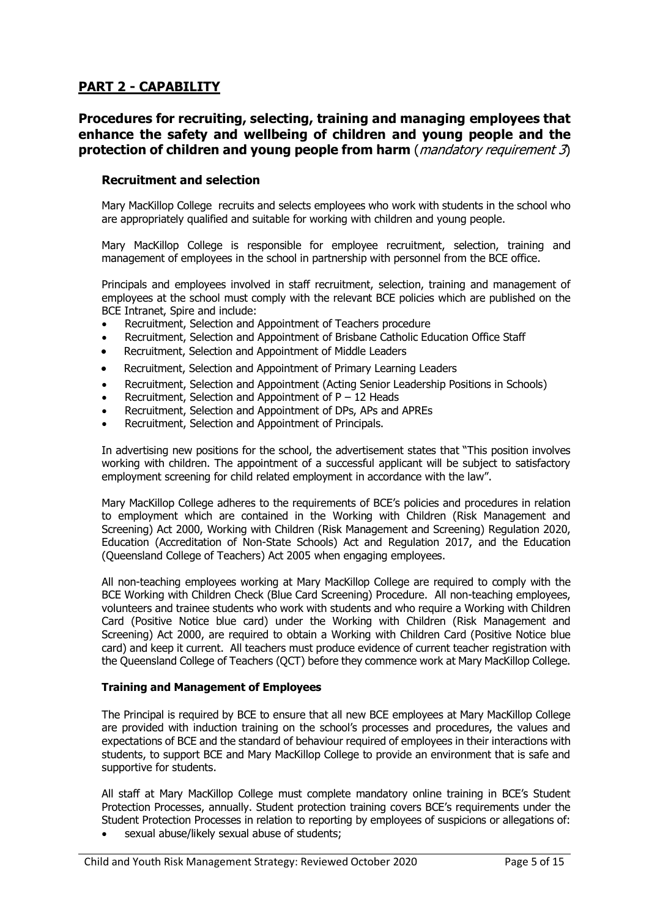## PART 2 - CAPABILITY

### Procedures for recruiting, selecting, training and managing employees that enhance the safety and wellbeing of children and young people and the protection of children and young people from harm (*mandatory requirement 3*)

#### Recruitment and selection

Mary MacKillop College recruits and selects employees who work with students in the school who are appropriately qualified and suitable for working with children and young people.

Mary MacKillop College is responsible for employee recruitment, selection, training and management of employees in the school in partnership with personnel from the BCE office.

Principals and employees involved in staff recruitment, selection, training and management of employees at the school must comply with the relevant BCE policies which are published on the BCE Intranet, Spire and include:

- Recruitment, Selection and Appointment of Teachers procedure
- Recruitment, Selection and Appointment of Brisbane Catholic Education Office Staff
- Recruitment, Selection and Appointment of Middle Leaders
- Recruitment, Selection and Appointment of Primary Learning Leaders
- Recruitment, Selection and Appointment (Acting Senior Leadership Positions in Schools)
- Recruitment, Selection and Appointment of P – 12 Heads
- Recruitment, Selection and Appointment of DPs, APs and APREs
- Recruitment, Selection and Appointment of Principals.

In advertising new positions for the school, the advertisement states that "This position involves working with children. The appointment of a successful applicant will be subject to satisfactory employment screening for child related employment in accordance with the law".

Mary MacKillop College adheres to the requirements of BCE's policies and procedures in relation to employment which are contained in the Working with Children (Risk Management and Screening) Act 2000, Working with Children (Risk Management and Screening) Regulation 2020, Education (Accreditation of Non-State Schools) Act and Regulation 2017, and the Education (Queensland College of Teachers) Act 2005 when engaging employees.

All non-teaching employees working at Mary MacKillop College are required to comply with the BCE Working with Children Check (Blue Card Screening) Procedure. All non-teaching employees, volunteers and trainee students who work with students and who require a Working with Children Card (Positive Notice blue card) under the Working with Children (Risk Management and Screening) Act 2000, are required to obtain a Working with Children Card (Positive Notice blue card) and keep it current. All teachers must produce evidence of current teacher registration with the Queensland College of Teachers (QCT) before they commence work at Mary MacKillop College.

#### Training and Management of Employees

The Principal is required by BCE to ensure that all new BCE employees at Mary MacKillop College are provided with induction training on the school's processes and procedures, the values and expectations of BCE and the standard of behaviour required of employees in their interactions with students, to support BCE and Mary MacKillop College to provide an environment that is safe and supportive for students.

All staff at Mary MacKillop College must complete mandatory online training in BCE's Student Protection Processes, annually. Student protection training covers BCE's requirements under the Student Protection Processes in relation to reporting by employees of suspicions or allegations of:

- sexual abuse/likely sexual abuse of students;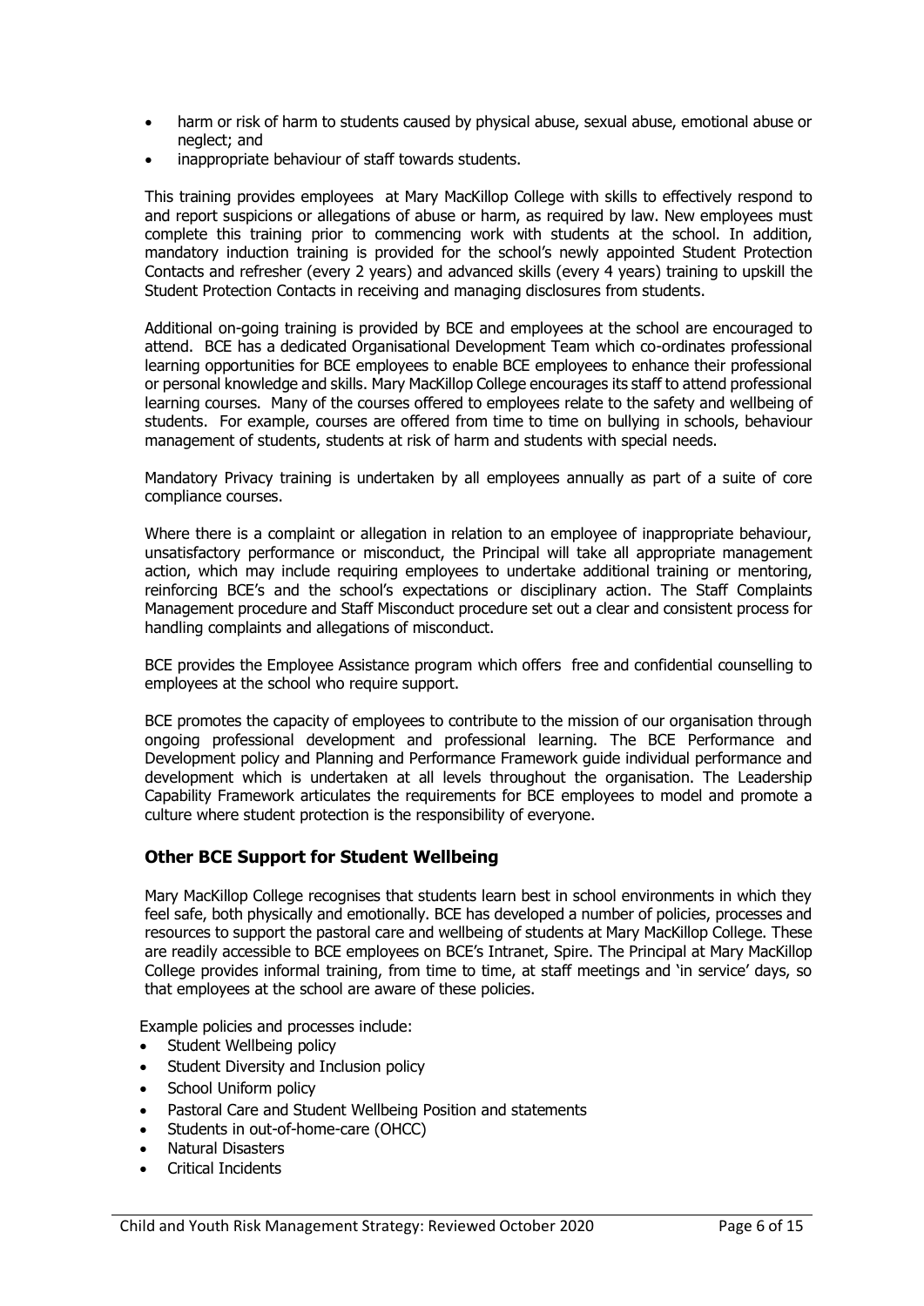- harm or risk of harm to students caused by physical abuse, sexual abuse, emotional abuse or neglect; and
- inappropriate behaviour of staff towards students.

This training provides employees at Mary MacKillop College with skills to effectively respond to and report suspicions or allegations of abuse or harm, as required by law. New employees must complete this training prior to commencing work with students at the school. In addition, mandatory induction training is provided for the school's newly appointed Student Protection Contacts and refresher (every 2 years) and advanced skills (every 4 years) training to upskill the Student Protection Contacts in receiving and managing disclosures from students.

Additional on-going training is provided by BCE and employees at the school are encouraged to attend. BCE has a dedicated Organisational Development Team which co-ordinates professional learning opportunities for BCE employees to enable BCE employees to enhance their professional or personal knowledge and skills. Mary MacKillop College encourages its staff to attend professional learning courses. Many of the courses offered to employees relate to the safety and wellbeing of students. For example, courses are offered from time to time on bullying in schools, behaviour management of students, students at risk of harm and students with special needs.

Mandatory Privacy training is undertaken by all employees annually as part of a suite of core compliance courses.

Where there is a complaint or allegation in relation to an employee of inappropriate behaviour, unsatisfactory performance or misconduct, the Principal will take all appropriate management action, which may include requiring employees to undertake additional training or mentoring, reinforcing BCE's and the school's expectations or disciplinary action. The Staff Complaints Management procedure and Staff Misconduct procedure set out a clear and consistent process for handling complaints and allegations of misconduct.

BCE provides the Employee Assistance program which offers free and confidential counselling to employees at the school who require support.

BCE promotes the capacity of employees to contribute to the mission of our organisation through ongoing professional development and professional learning. The BCE Performance and Development policy and Planning and Performance Framework guide individual performance and development which is undertaken at all levels throughout the organisation. The Leadership Capability Framework articulates the requirements for BCE employees to model and promote a culture where student protection is the responsibility of everyone.

## Other BCE Support for Student Wellbeing

Mary MacKillop College recognises that students learn best in school environments in which they feel safe, both physically and emotionally. BCE has developed a number of policies, processes and resources to support the pastoral care and wellbeing of students at Mary MacKillop College. These are readily accessible to BCE employees on BCE's Intranet, Spire. The Principal at Mary MacKillop College provides informal training, from time to time, at staff meetings and 'in service' days, so that employees at the school are aware of these policies.

Example policies and processes include:

- Student Wellbeing policy
- Student Diversity and Inclusion policy
- School Uniform policy
- Pastoral Care and Student Wellbeing Position and statements
- Students in out-of-home-care (OHCC)
- Natural Disasters
- Critical Incidents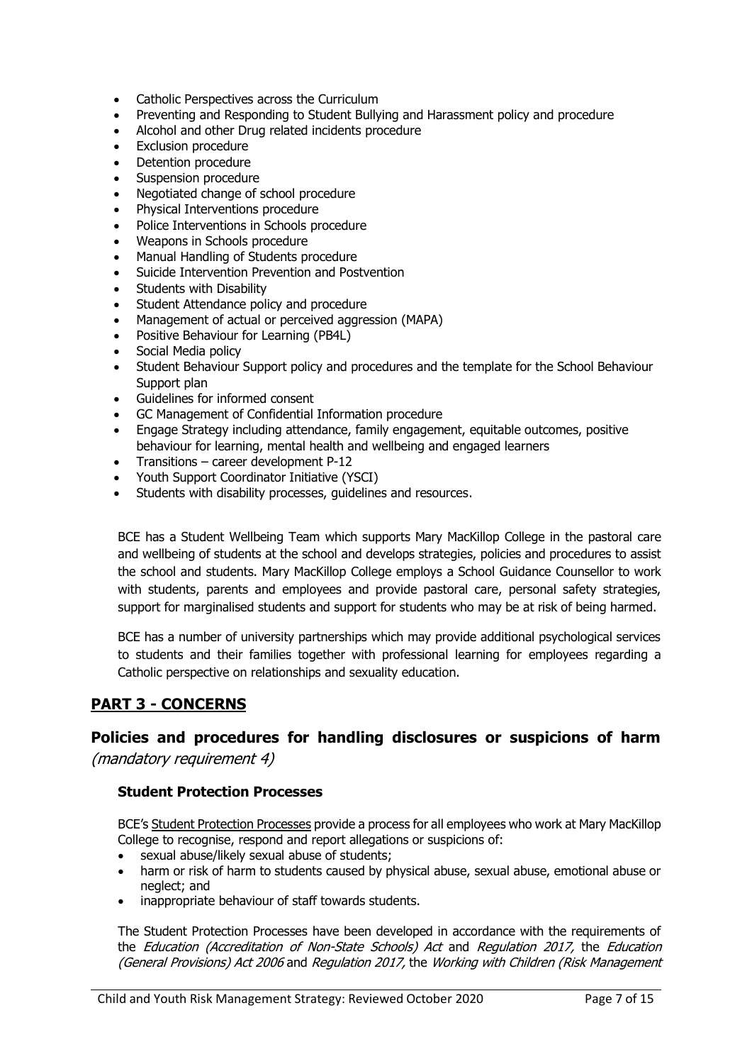- Catholic Perspectives across the Curriculum
- Preventing and Responding to Student Bullying and Harassment policy and procedure
- Alcohol and other Drug related incidents procedure
- Exclusion procedure
- Detention procedure
- Suspension procedure
- Negotiated change of school procedure
- Physical Interventions procedure
- Police Interventions in Schools procedure
- Weapons in Schools procedure
- Manual Handling of Students procedure
- Suicide Intervention Prevention and Postvention
- Students with Disability
- Student Attendance policy and procedure
- Management of actual or perceived aggression (MAPA)
- Positive Behaviour for Learning (PB4L)
- Social Media policy
- Student Behaviour Support policy and procedures and the template for the School Behaviour Support plan
- Guidelines for informed consent
- GC Management of Confidential Information procedure
- Engage Strategy including attendance, family engagement, equitable outcomes, positive behaviour for learning, mental health and wellbeing and engaged learners
- Transitions – career development P-12
- Youth Support Coordinator Initiative (YSCI)
- Students with disability processes, guidelines and resources.

BCE has a Student Wellbeing Team which supports Mary MacKillop College in the pastoral care and wellbeing of students at the school and develops strategies, policies and procedures to assist the school and students. Mary MacKillop College employs a School Guidance Counsellor to work with students, parents and employees and provide pastoral care, personal safety strategies, support for marginalised students and support for students who may be at risk of being harmed.

BCE has a number of university partnerships which may provide additional psychological services to students and their families together with professional learning for employees regarding a Catholic perspective on relationships and sexuality education.

## PART 3 - CONCERNS

## Policies and procedures for handling disclosures or suspicions of harm *(mandatory requirement 4)*

### Student Protection Processes

BCE's Student Protection Processes provide a process for all employees who work at Mary MacKillop College to recognise, respond and report allegations or suspicions of:

- sexual abuse/likely sexual abuse of students;
- harm or risk of harm to students caused by physical abuse, sexual abuse, emotional abuse or neglect; and
- inappropriate behaviour of staff towards students.

The Student Protection Processes have been developed in accordance with the requirements of the *Education (Accreditation of Non-State Schools) Act* and *Regulation 2017,* the *Education (General Provisions) Act 2006* and *Regulation 2017,* the *Working with Children (Risk Management*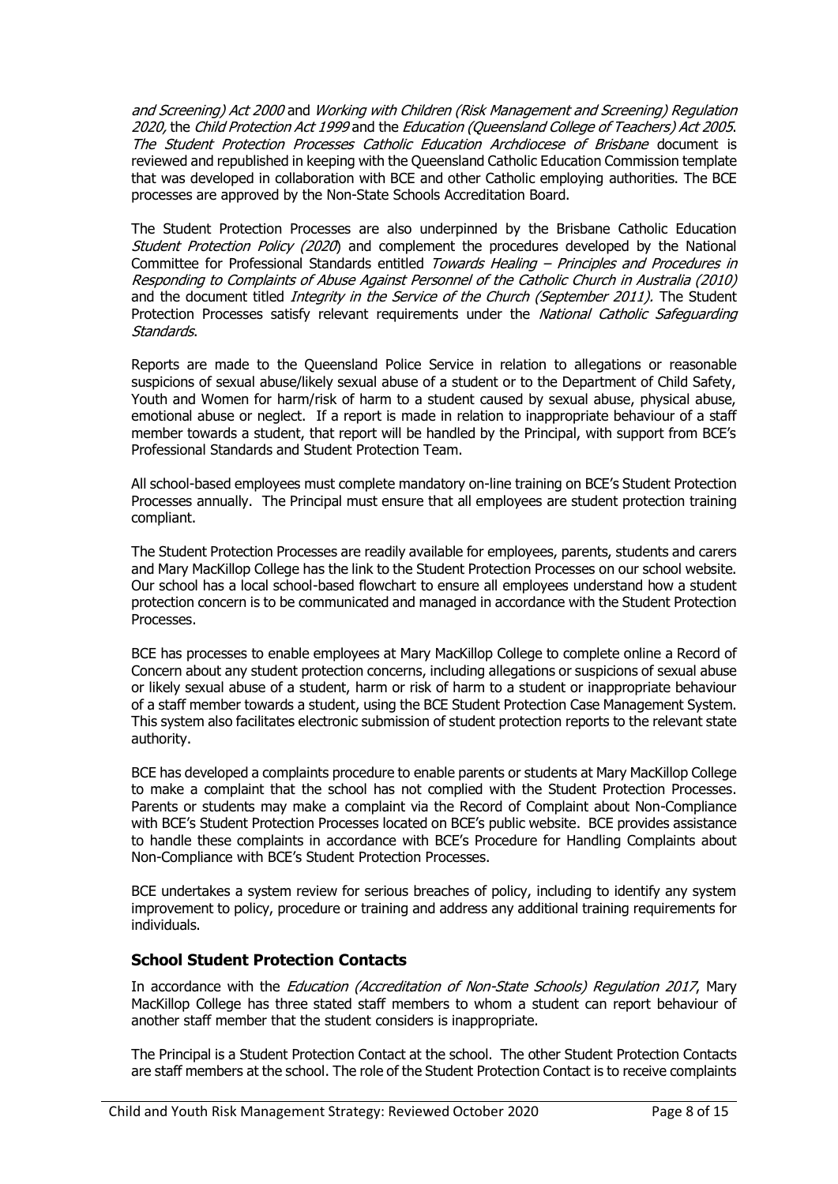*and Screening) Act 2000* and *Working with Children (Risk Management and Screening) Regulation 2020,* the *Child Protection Act 1999* and the *Education (Queensland College of Teachers) Act 2005*. *The Student Protection Processes Catholic Education Archdiocese of Brisbane* document is reviewed and republished in keeping with the Queensland Catholic Education Commission template that was developed in collaboration with BCE and other Catholic employing authorities. The BCE processes are approved by the Non-State Schools Accreditation Board.

The Student Protection Processes are also underpinned by the Brisbane Catholic Education *Student Protection Policy (2020*) and complement the procedures developed by the National Committee for Professional Standards entitled *Towards Healing – Principles and Procedures in Responding to Complaints of Abuse Against Personnel of the Catholic Church in Australia (2010)* and the document titled *Integrity in the Service of the Church (September 2011).* The Student Protection Processes satisfy relevant requirements under the *National Catholic Safeguarding Standards*.

Reports are made to the Queensland Police Service in relation to allegations or reasonable suspicions of sexual abuse/likely sexual abuse of a student or to the Department of Child Safety, Youth and Women for harm/risk of harm to a student caused by sexual abuse, physical abuse, emotional abuse or neglect. If a report is made in relation to inappropriate behaviour of a staff member towards a student, that report will be handled by the Principal, with support from BCE's Professional Standards and Student Protection Team.

All school-based employees must complete mandatory on-line training on BCE's Student Protection Processes annually. The Principal must ensure that all employees are student protection training compliant.

The Student Protection Processes are readily available for employees, parents, students and carers and Mary MacKillop College has the link to the Student Protection Processes on our school website. Our school has a local school-based flowchart to ensure all employees understand how a student protection concern is to be communicated and managed in accordance with the Student Protection Processes.

BCE has processes to enable employees at Mary MacKillop College to complete online a Record of Concern about any student protection concerns, including allegations or suspicions of sexual abuse or likely sexual abuse of a student, harm or risk of harm to a student or inappropriate behaviour of a staff member towards a student, using the BCE Student Protection Case Management System. This system also facilitates electronic submission of student protection reports to the relevant state authority.

BCE has developed a complaints procedure to enable parents or students at Mary MacKillop College to make a complaint that the school has not complied with the Student Protection Processes. Parents or students may make a complaint via the Record of Complaint about Non-Compliance with BCE's Student Protection Processes located on BCE's public website. BCE provides assistance to handle these complaints in accordance with BCE's Procedure for Handling Complaints about Non-Compliance with BCE's Student Protection Processes.

BCE undertakes a system review for serious breaches of policy, including to identify any system improvement to policy, procedure or training and address any additional training requirements for individuals.

## School Student Protection Contacts

In accordance with the *Education (Accreditation of Non-State Schools) Regulation 2017*, Mary MacKillop College has three stated staff members to whom a student can report behaviour of another staff member that the student considers is inappropriate.

The Principal is a Student Protection Contact at the school. The other Student Protection Contacts are staff members at the school. The role of the Student Protection Contact is to receive complaints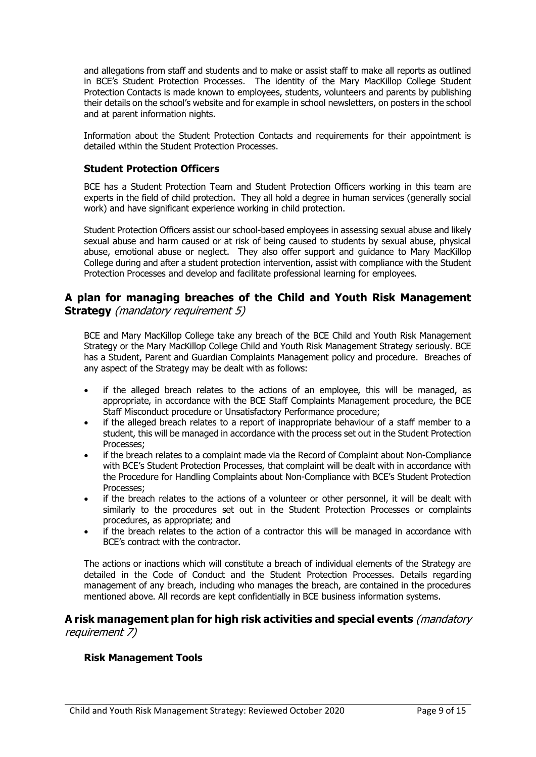and allegations from staff and students and to make or assist staff to make all reports as outlined in BCE's Student Protection Processes*.* The identity of the Mary MacKillop College Student Protection Contacts is made known to employees, students, volunteers and parents by publishing their details on the school's website and for example in school newsletters, on posters in the school and at parent information nights.

Information about the Student Protection Contacts and requirements for their appointment is detailed within the Student Protection Processes.

### Student Protection Officers

BCE has a Student Protection Team and Student Protection Officers working in this team are experts in the field of child protection. They all hold a degree in human services (generally social work) and have significant experience working in child protection.

Student Protection Officers assist our school-based employees in assessing sexual abuse and likely sexual abuse and harm caused or at risk of being caused to students by sexual abuse, physical abuse, emotional abuse or neglect. They also offer support and guidance to Mary MacKillop College during and after a student protection intervention, assist with compliance with the Student Protection Processes and develop and facilitate professional learning for employees.

## A plan for managing breaches of the Child and Youth Risk Management Strategy *(mandatory requirement 5)*

BCE and Mary MacKillop College take any breach of the BCE Child and Youth Risk Management Strategy or the Mary MacKillop College Child and Youth Risk Management Strategy seriously. BCE has a Student, Parent and Guardian Complaints Management policy and procedure. Breaches of any aspect of the Strategy may be dealt with as follows:

- if the alleged breach relates to the actions of an employee, this will be managed, as appropriate, in accordance with the BCE Staff Complaints Management procedure, the BCE Staff Misconduct procedure or Unsatisfactory Performance procedure;
- if the alleged breach relates to a report of inappropriate behaviour of a staff member to a student, this will be managed in accordance with the process set out in the Student Protection Processes;
- if the breach relates to a complaint made via the Record of Complaint about Non-Compliance with BCE's Student Protection Processes, that complaint will be dealt with in accordance with the Procedure for Handling Complaints about Non-Compliance with BCE's Student Protection Processes;
- if the breach relates to the actions of a volunteer or other personnel, it will be dealt with similarly to the procedures set out in the Student Protection Processes or complaints procedures, as appropriate; and
- if the breach relates to the action of a contractor this will be managed in accordance with BCE's contract with the contractor.

The actions or inactions which will constitute a breach of individual elements of the Strategy are detailed in the Code of Conduct and the Student Protection Processes. Details regarding management of any breach, including who manages the breach, are contained in the procedures mentioned above. All records are kept confidentially in BCE business information systems.

## A risk management plan for high risk activities and special events *(mandatory requirement 7)*

### Risk Management Tools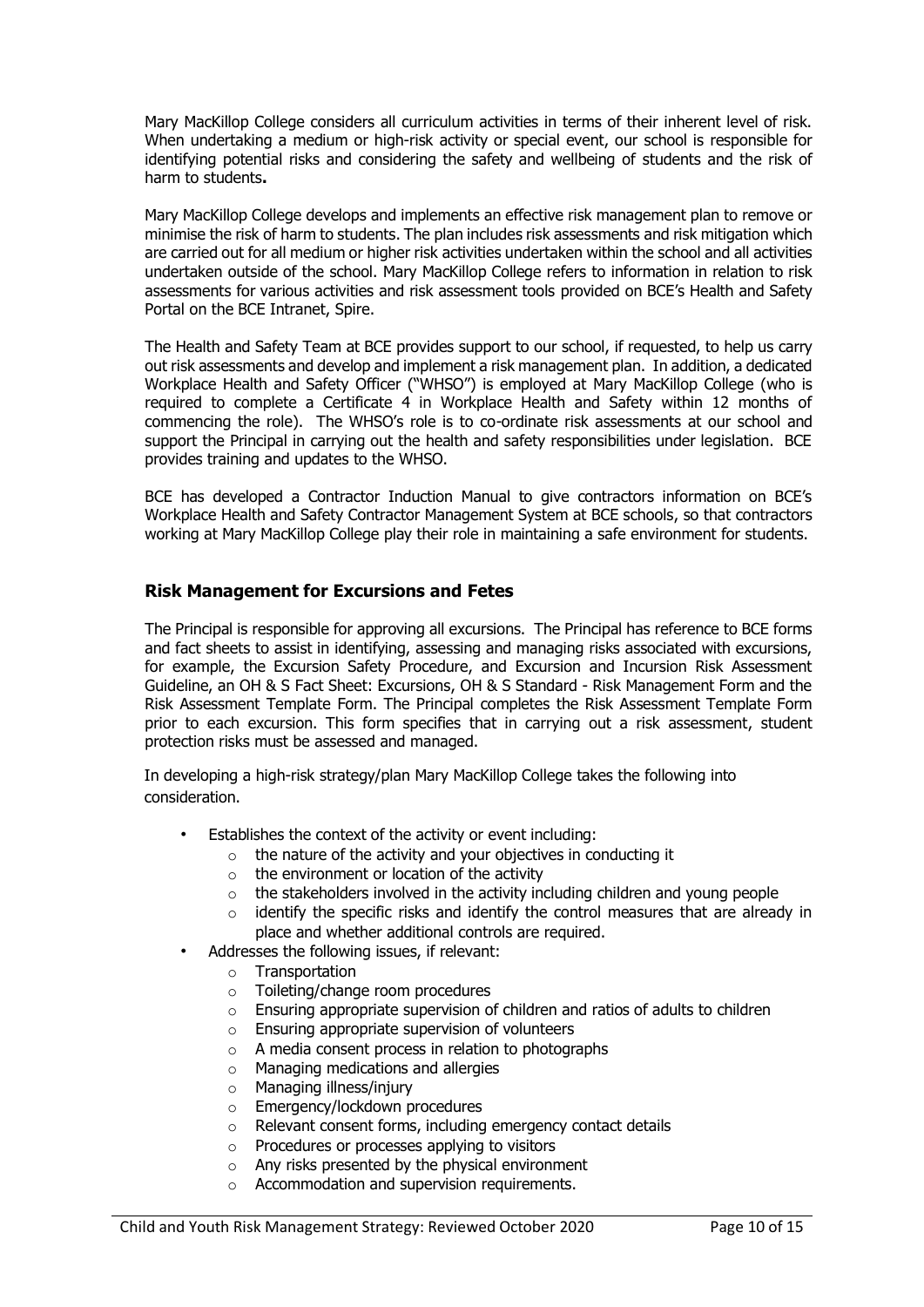Mary MacKillop College considers all curriculum activities in terms of their inherent level of risk. When undertaking a medium or high-risk activity or special event, our school is responsible for identifying potential risks and considering the safety and wellbeing of students and the risk of harm to students**.**

Mary MacKillop College develops and implements an effective risk management plan to remove or minimise the risk of harm to students. The plan includes risk assessments and risk mitigation which are carried out for all medium or higher risk activities undertaken within the school and all activities undertaken outside of the school. Mary MacKillop College refers to information in relation to risk assessments for various activities and risk assessment tools provided on BCE's Health and Safety Portal on the BCE Intranet, Spire.

The Health and Safety Team at BCE provides support to our school, if requested, to help us carry out risk assessments and develop and implement a risk management plan. In addition, a dedicated Workplace Health and Safety Officer ("WHSO") is employed at Mary MacKillop College (who is required to complete a Certificate 4 in Workplace Health and Safety within 12 months of commencing the role). The WHSO's role is to co-ordinate risk assessments at our school and support the Principal in carrying out the health and safety responsibilities under legislation. BCE provides training and updates to the WHSO.

BCE has developed a Contractor Induction Manual to give contractors information on BCE's Workplace Health and Safety Contractor Management System at BCE schools, so that contractors working at Mary MacKillop College play their role in maintaining a safe environment for students.

## Risk Management for Excursions and Fetes

The Principal is responsible for approving all excursions. The Principal has reference to BCE forms and fact sheets to assist in identifying, assessing and managing risks associated with excursions, for example, the Excursion Safety Procedure, and Excursion and Incursion Risk Assessment Guideline, an OH & S Fact Sheet: Excursions, OH & S Standard - Risk Management Form and the Risk Assessment Template Form. The Principal completes the Risk Assessment Template Form prior to each excursion. This form specifies that in carrying out a risk assessment, student protection risks must be assessed and managed.

In developing a high-risk strategy/plan Mary MacKillop College takes the following into consideration.

- Establishes the context of the activity or event including:
  - the nature of the activity and your objectives in conducting it
  - the environment or location of the activity
  - the stakeholders involved in the activity including children and young people
  - identify the specific risks and identify the control measures that are already in place and whether additional controls are required.
- Addresses the following issues, if relevant:
  - Transportation
  - Toileting/change room procedures
  - Ensuring appropriate supervision of children and ratios of adults to children
  - Ensuring appropriate supervision of volunteers
  - A media consent process in relation to photographs
  - Managing medications and allergies
  - Managing illness/injury
  - Emergency/lockdown procedures
  - Relevant consent forms, including emergency contact details
  - Procedures or processes applying to visitors
  - Any risks presented by the physical environment
  - Accommodation and supervision requirements.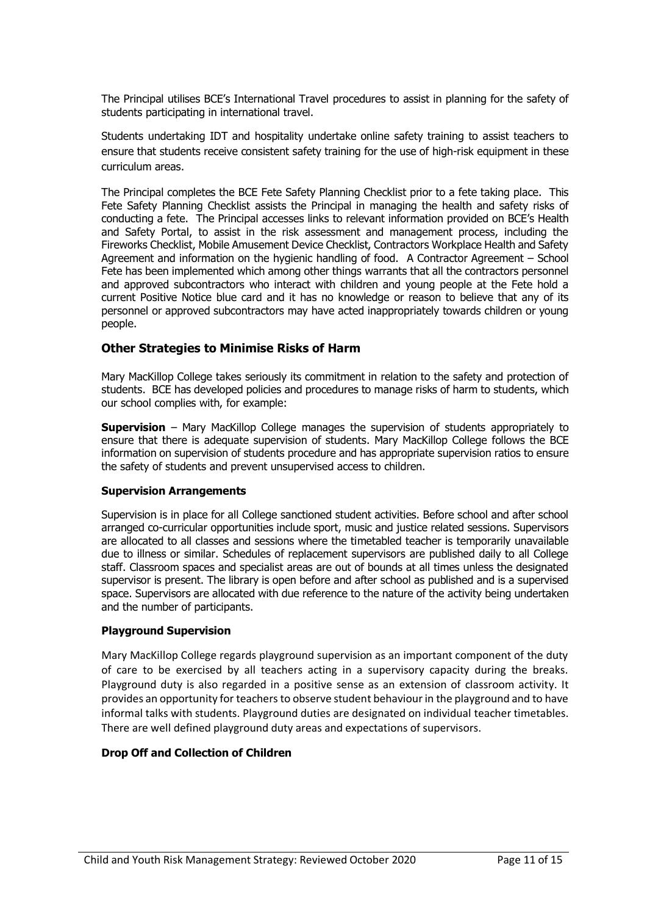The Principal utilises BCE's International Travel procedures to assist in planning for the safety of students participating in international travel.

Students undertaking IDT and hospitality undertake online safety training to assist teachers to ensure that students receive consistent safety training for the use of high-risk equipment in these curriculum areas.

The Principal completes the BCE Fete Safety Planning Checklist prior to a fete taking place. This Fete Safety Planning Checklist assists the Principal in managing the health and safety risks of conducting a fete. The Principal accesses links to relevant information provided on BCE's Health and Safety Portal, to assist in the risk assessment and management process, including the Fireworks Checklist, Mobile Amusement Device Checklist, Contractors Workplace Health and Safety Agreement and information on the hygienic handling of food. A Contractor Agreement – School Fete has been implemented which among other things warrants that all the contractors personnel and approved subcontractors who interact with children and young people at the Fete hold a current Positive Notice blue card and it has no knowledge or reason to believe that any of its personnel or approved subcontractors may have acted inappropriately towards children or young people.

## Other Strategies to Minimise Risks of Harm

Mary MacKillop College takes seriously its commitment in relation to the safety and protection of students. BCE has developed policies and procedures to manage risks of harm to students, which our school complies with, for example:

**Supervision** – Mary MacKillop College manages the supervision of students appropriately to ensure that there is adequate supervision of students. Mary MacKillop College follows the BCE information on supervision of students procedure and has appropriate supervision ratios to ensure the safety of students and prevent unsupervised access to children.

### Supervision Arrangements

Supervision is in place for all College sanctioned student activities. Before school and after school arranged co-curricular opportunities include sport, music and justice related sessions. Supervisors are allocated to all classes and sessions where the timetabled teacher is temporarily unavailable due to illness or similar. Schedules of replacement supervisors are published daily to all College staff. Classroom spaces and specialist areas are out of bounds at all times unless the designated supervisor is present. The library is open before and after school as published and is a supervised space. Supervisors are allocated with due reference to the nature of the activity being undertaken and the number of participants.

### Playground Supervision

Mary MacKillop College regards playground supervision as an important component of the duty of care to be exercised by all teachers acting in a supervisory capacity during the breaks. Playground duty is also regarded in a positive sense as an extension of classroom activity. It provides an opportunity for teachers to observe student behaviour in the playground and to have informal talks with students. Playground duties are designated on individual teacher timetables. There are well defined playground duty areas and expectations of supervisors.

### Drop Off and Collection of Children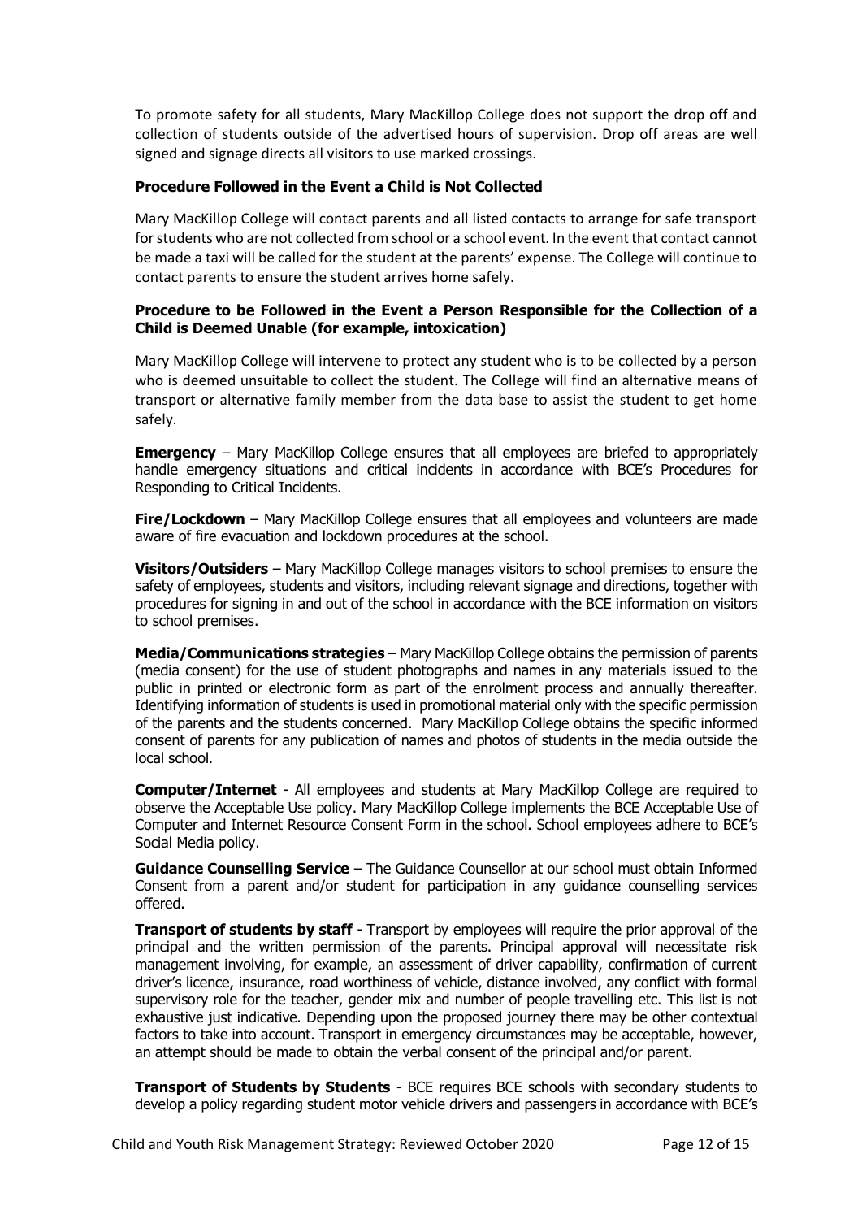To promote safety for all students, Mary MacKillop College does not support the drop off and collection of students outside of the advertised hours of supervision. Drop off areas are well signed and signage directs all visitors to use marked crossings.

### Procedure Followed in the Event a Child is Not Collected

Mary MacKillop College will contact parents and all listed contacts to arrange for safe transport for students who are not collected from school or a school event. In the event that contact cannot be made a taxi will be called for the student at the parents' expense. The College will continue to contact parents to ensure the student arrives home safely.

### Procedure to be Followed in the Event a Person Responsible for the Collection of a Child is Deemed Unable (for example, intoxication)

Mary MacKillop College will intervene to protect any student who is to be collected by a person who is deemed unsuitable to collect the student. The College will find an alternative means of transport or alternative family member from the data base to assist the student to get home safely.

**Emergency** – Mary MacKillop College ensures that all employees are briefed to appropriately handle emergency situations and critical incidents in accordance with BCE's Procedures for Responding to Critical Incidents.

**Fire/Lockdown** – Mary MacKillop College ensures that all employees and volunteers are made aware of fire evacuation and lockdown procedures at the school.

**Visitors/Outsiders** – Mary MacKillop College manages visitors to school premises to ensure the safety of employees, students and visitors, including relevant signage and directions, together with procedures for signing in and out of the school in accordance with the BCE information on visitors to school premises.

**Media/Communications strategies** – Mary MacKillop College obtains the permission of parents (media consent) for the use of student photographs and names in any materials issued to the public in printed or electronic form as part of the enrolment process and annually thereafter. Identifying information of students is used in promotional material only with the specific permission of the parents and the students concerned. Mary MacKillop College obtains the specific informed consent of parents for any publication of names and photos of students in the media outside the local school.

**Computer/Internet** - All employees and students at Mary MacKillop College are required to observe the Acceptable Use policy. Mary MacKillop College implements the BCE Acceptable Use of Computer and Internet Resource Consent Form in the school. School employees adhere to BCE's Social Media policy.

**Guidance Counselling Service** – The Guidance Counsellor at our school must obtain Informed Consent from a parent and/or student for participation in any guidance counselling services offered.

**Transport of students by staff** - Transport by employees will require the prior approval of the principal and the written permission of the parents. Principal approval will necessitate risk management involving, for example, an assessment of driver capability, confirmation of current driver's licence, insurance, road worthiness of vehicle, distance involved, any conflict with formal supervisory role for the teacher, gender mix and number of people travelling etc. This list is not exhaustive just indicative. Depending upon the proposed journey there may be other contextual factors to take into account. Transport in emergency circumstances may be acceptable, however, an attempt should be made to obtain the verbal consent of the principal and/or parent.

**Transport of Students by Students** - BCE requires BCE schools with secondary students to develop a policy regarding student motor vehicle drivers and passengers in accordance with BCE's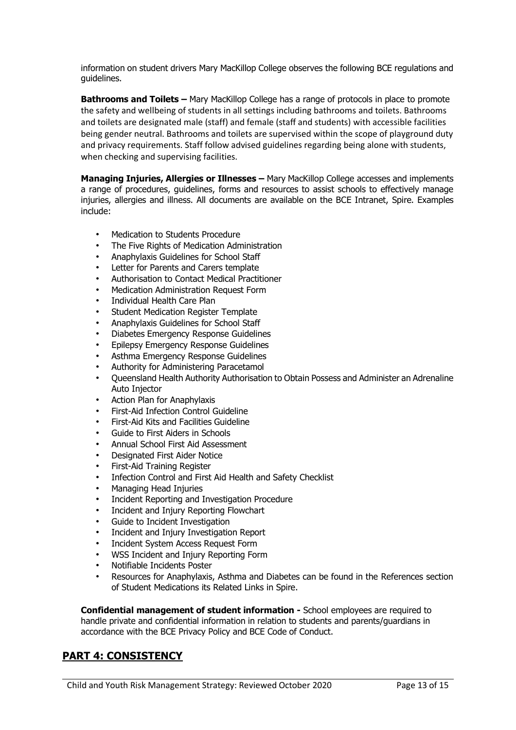information on student drivers Mary MacKillop College observes the following BCE regulations and guidelines.

**Bathrooms and Toilets –** Mary MacKillop College has a range of protocols in place to promote the safety and wellbeing of students in all settings including bathrooms and toilets. Bathrooms and toilets are designated male (staff) and female (staff and students) with accessible facilities being gender neutral. Bathrooms and toilets are supervised within the scope of playground duty and privacy requirements. Staff follow advised guidelines regarding being alone with students, when checking and supervising facilities.

**Managing Injuries, Allergies or Illnesses –** Mary MacKillop College accesses and implements a range of procedures, guidelines, forms and resources to assist schools to effectively manage injuries, allergies and illness. All documents are available on the BCE Intranet, Spire. Examples include:

- Medication to Students Procedure
- The Five Rights of Medication Administration
- Anaphylaxis Guidelines for School Staff
- Letter for Parents and Carers template
- Authorisation to Contact Medical Practitioner
- Medication Administration Request Form
- Individual Health Care Plan
- Student Medication Register Template
- Anaphylaxis Guidelines for School Staff
- Diabetes Emergency Response Guidelines
- Epilepsy Emergency Response Guidelines
- Asthma Emergency Response Guidelines
- Authority for Administering Paracetamol
- Queensland Health Authority Authorisation to Obtain Possess and Administer an Adrenaline Auto Injector
- Action Plan for Anaphylaxis
- First-Aid Infection Control Guideline
- First-Aid Kits and Facilities Guideline
- Guide to First Aiders in Schools
- Annual School First Aid Assessment
- Designated First Aider Notice
- First-Aid Training Register
- Infection Control and First Aid Health and Safety Checklist
- Managing Head Injuries
- Incident Reporting and Investigation Procedure
- Incident and Injury Reporting Flowchart
- Guide to Incident Investigation
- Incident and Injury Investigation Report
- Incident System Access Request Form
- WSS Incident and Injury Reporting Form
- Notifiable Incidents Poster
- Resources for Anaphylaxis, Asthma and Diabetes can be found in the References section of Student Medications its Related Links in Spire.

**Confidential management of student information -** School employees are required to handle private and confidential information in relation to students and parents/guardians in accordance with the BCE Privacy Policy and BCE Code of Conduct.

## PART 4: CONSISTENCY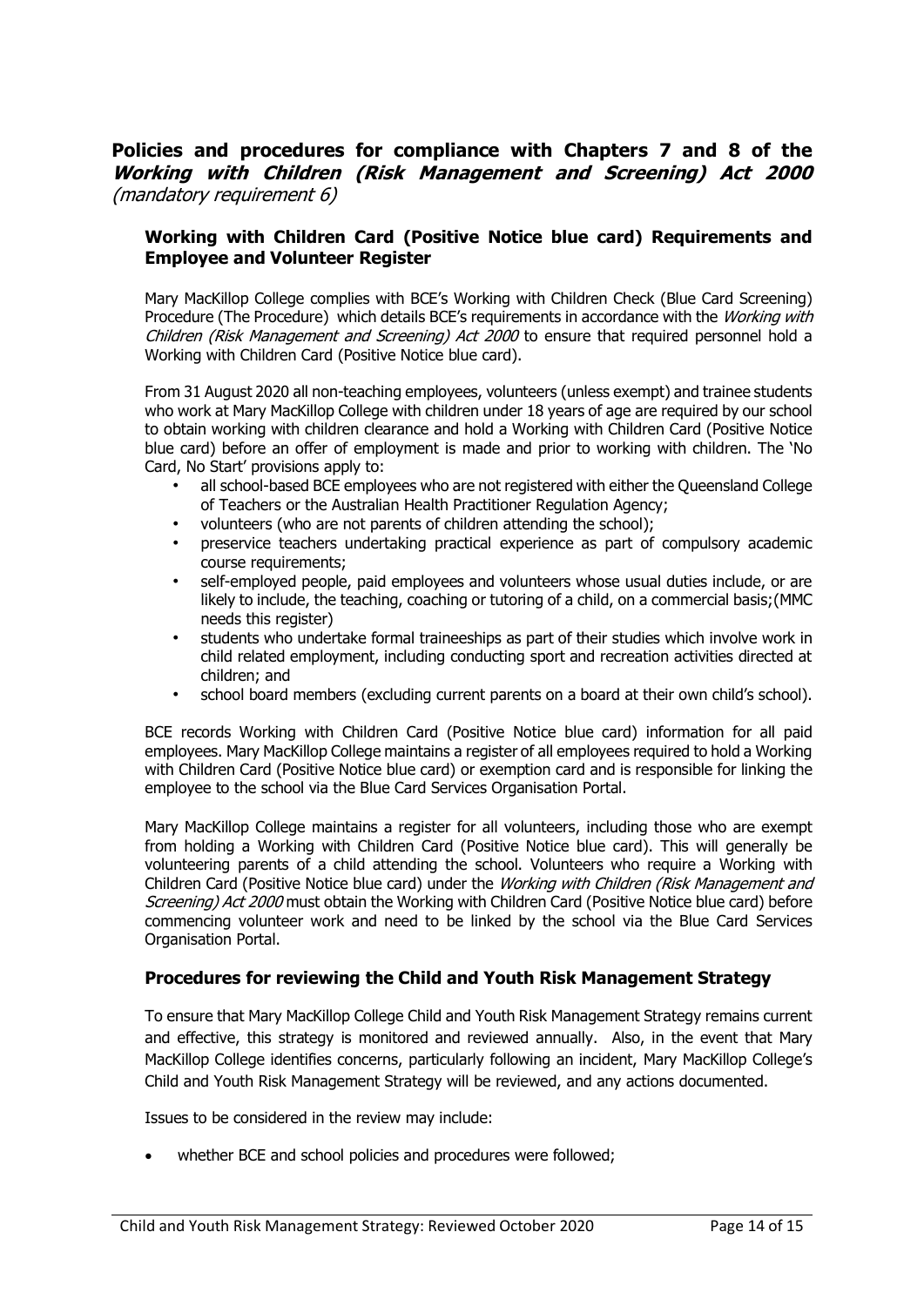## **Policies and procedures for compliance with Chapters 7 and 8 of the *Working with Children (Risk Management and Screening) Act 2000*** *(mandatory requirement 6)*

### **Working with Children Card (Positive Notice blue card) Requirements and Employee and Volunteer Register**

Mary MacKillop College complies with BCE's Working with Children Check (Blue Card Screening) Procedure (The Procedure) which details BCE's requirements in accordance with the *Working with Children (Risk Management and Screening) Act 2000* to ensure that required personnel hold a Working with Children Card (Positive Notice blue card).

From 31 August 2020 all non-teaching employees, volunteers (unless exempt) and trainee students who work at Mary MacKillop College with children under 18 years of age are required by our school to obtain working with children clearance and hold a Working with Children Card (Positive Notice blue card) before an offer of employment is made and prior to working with children. The 'No Card, No Start' provisions apply to:

- all school-based BCE employees who are not registered with either the Queensland College of Teachers or the Australian Health Practitioner Regulation Agency;
- volunteers (who are not parents of children attending the school);
- preservice teachers undertaking practical experience as part of compulsory academic course requirements;
- self-employed people, paid employees and volunteers whose usual duties include, or are likely to include, the teaching, coaching or tutoring of a child, on a commercial basis;(MMC needs this register)
- students who undertake formal traineeships as part of their studies which involve work in child related employment, including conducting sport and recreation activities directed at children; and
- school board members (excluding current parents on a board at their own child's school).

BCE records Working with Children Card (Positive Notice blue card) information for all paid employees. Mary MacKillop College maintains a register of all employees required to hold a Working with Children Card (Positive Notice blue card) or exemption card and is responsible for linking the employee to the school via the Blue Card Services Organisation Portal.

Mary MacKillop College maintains a register for all volunteers, including those who are exempt from holding a Working with Children Card (Positive Notice blue card). This will generally be volunteering parents of a child attending the school. Volunteers who require a Working with Children Card (Positive Notice blue card) under the *Working with Children (Risk Management and Screening) Act 2000* must obtain the Working with Children Card (Positive Notice blue card) before commencing volunteer work and need to be linked by the school via the Blue Card Services Organisation Portal.

### **Procedures for reviewing the Child and Youth Risk Management Strategy**

To ensure that Mary MacKillop College Child and Youth Risk Management Strategy remains current and effective, this strategy is monitored and reviewed annually. Also, in the event that Mary MacKillop College identifies concerns, particularly following an incident, Mary MacKillop College's Child and Youth Risk Management Strategy will be reviewed, and any actions documented.

Issues to be considered in the review may include:

- whether BCE and school policies and procedures were followed;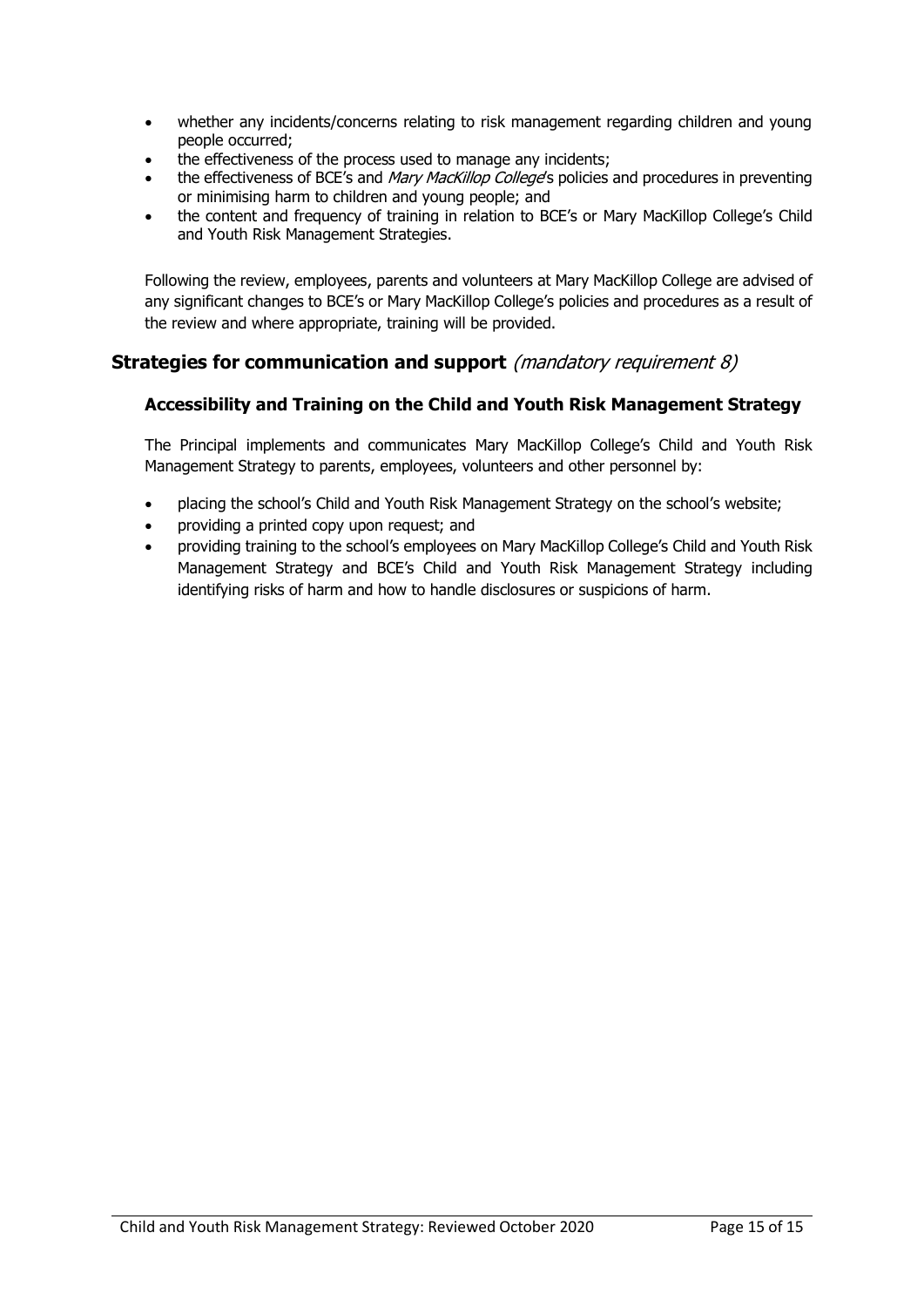- whether any incidents/concerns relating to risk management regarding children and young people occurred;
- the effectiveness of the process used to manage any incidents;
- the effectiveness of BCE's and *Mary MacKillop College*'s policies and procedures in preventing or minimising harm to children and young people; and
- the content and frequency of training in relation to BCE's or Mary MacKillop College's Child and Youth Risk Management Strategies.

Following the review, employees, parents and volunteers at Mary MacKillop College are advised of any significant changes to BCE's or Mary MacKillop College's policies and procedures as a result of the review and where appropriate, training will be provided.

## Strategies for communication and support *(mandatory requirement 8)*

### Accessibility and Training on the Child and Youth Risk Management Strategy

The Principal implements and communicates Mary MacKillop College's Child and Youth Risk Management Strategy to parents, employees, volunteers and other personnel by:

- placing the school's Child and Youth Risk Management Strategy on the school's website;
- providing a printed copy upon request; and
- providing training to the school's employees on Mary MacKillop College's Child and Youth Risk Management Strategy and BCE's Child and Youth Risk Management Strategy including identifying risks of harm and how to handle disclosures or suspicions of harm.